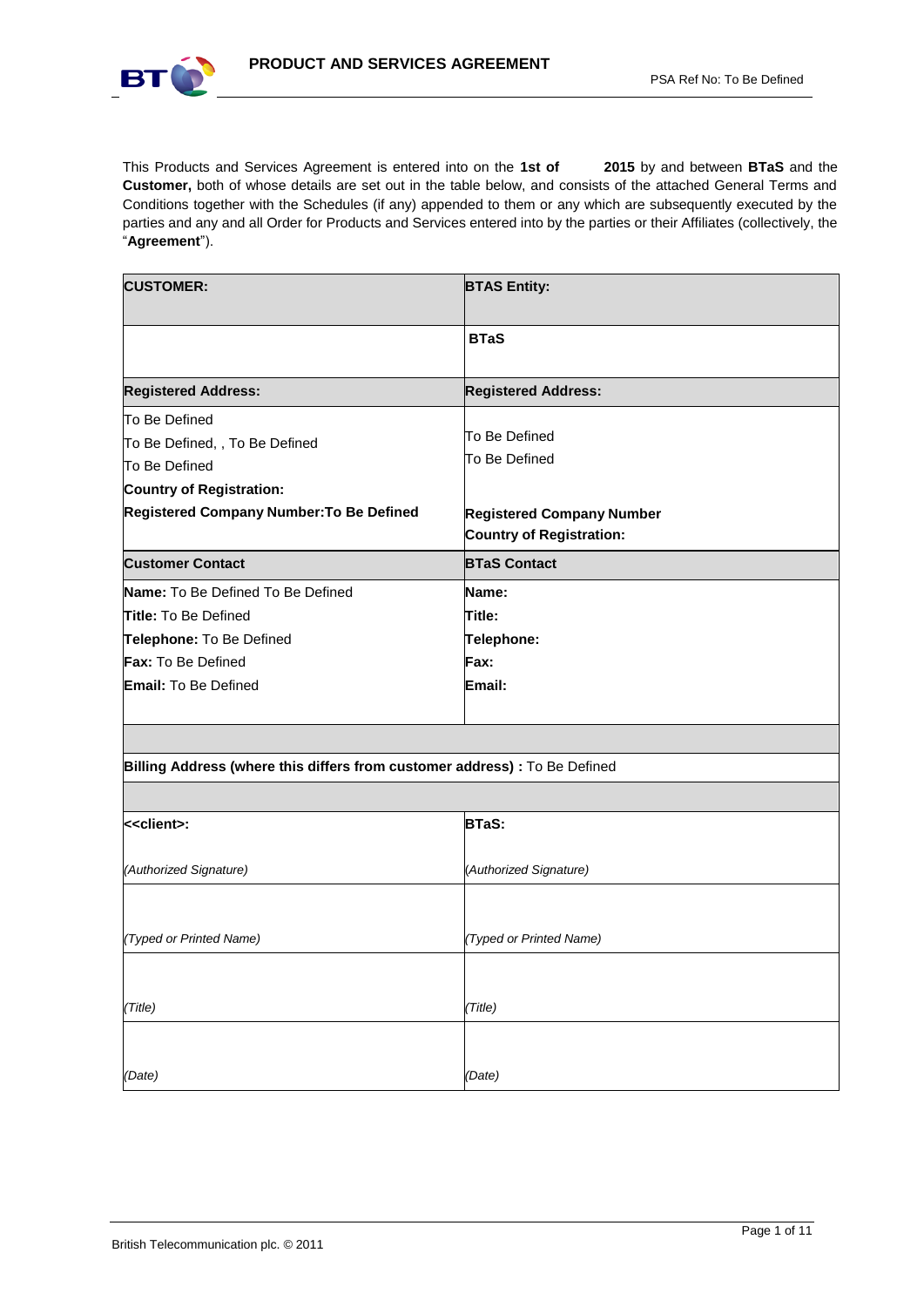# PRODUCT AND SERVICES AGREEMENT

PSA Ref No: To Be Defined

This Products and Services Agreement is entered into on the **1st of        2015** by and between **BTaS** and the **Customer,** both of whose details are set out in the table below, and consists of the attached General Terms and Conditions together with the Schedules (if any) appended to them or any which are subsequently executed by the parties and any and all Order for Products and Services entered into by the parties or their Affiliates (collectively, the "**Agreement**").

| **CUSTOMER:** | **BTAS Entity:** |
| --- | --- |
| | **BTaS** |
| **Registered Address:** | **Registered Address:** |
| To Be Defined<br>To Be Defined, , To Be Defined<br>To Be Defined<br>**Country of Registration:**<br>**Registered Company Number:To Be Defined** | To Be Defined<br>To Be Defined<br><br>**Registered Company Number**<br>**Country of Registration:** |
| **Customer Contact** | **BTaS Contact** |
| **Name:** To Be Defined To Be Defined<br>**Title:** To Be Defined<br>**Telephone:** To Be Defined<br>**Fax:** To Be Defined<br>**Email:** To Be Defined | **Name:**<br>**Title:**<br>**Telephone:**<br>**Fax:**<br>**Email:** |
| | |
| **Billing Address (where this differs from customer address) :** To Be Defined | |
| | |
| **<<client>:**<br><br>*(Authorized Signature)* | **BTaS:**<br><br>*(Authorized Signature)* |
| *(Typed or Printed Name)* | *(Typed or Printed Name)* |
| *(Title)* | *(Title)* |
| *(Date)* | *(Date)* |

British Telecommunication plc. © 2011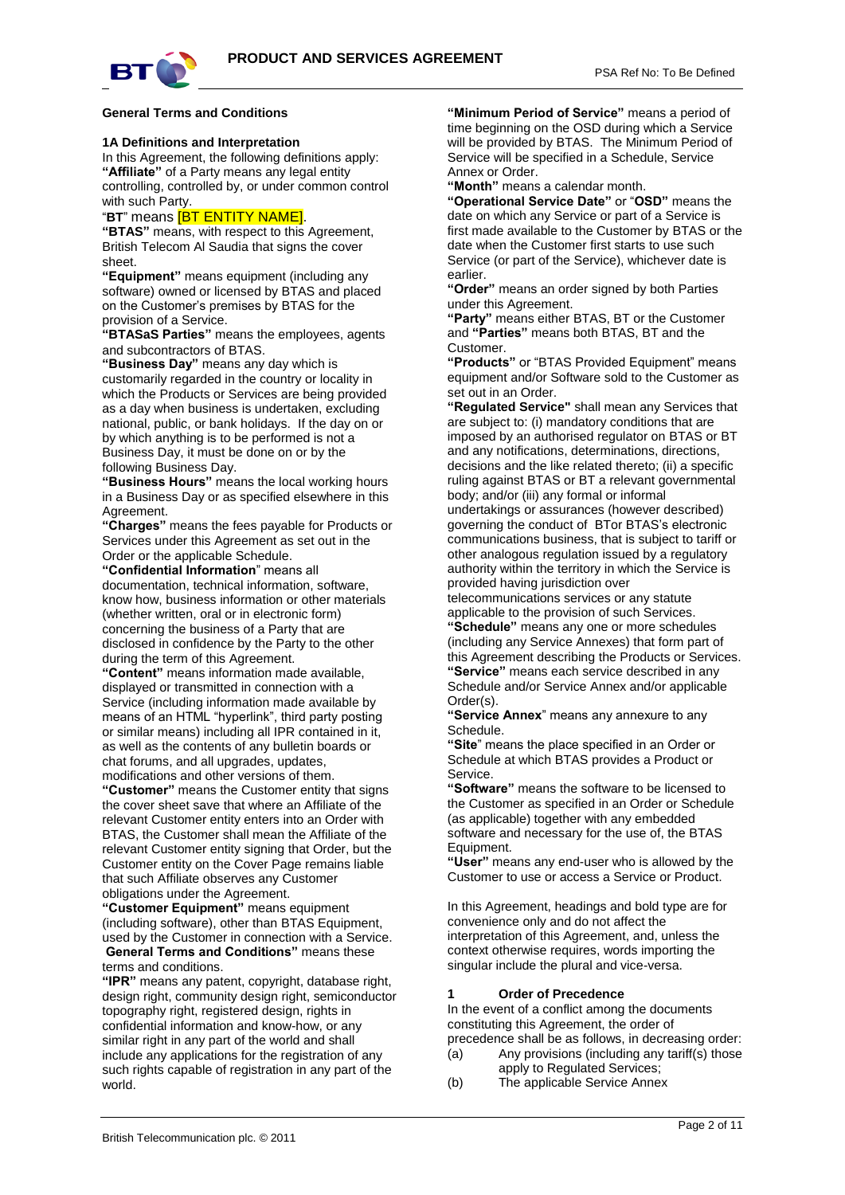### General Terms and Conditions

#### 1A Definitions and Interpretation

In this Agreement, the following definitions apply:

**"Affiliate"** of a Party means any legal entity controlling, controlled by, or under common control with such Party.

"**BT**" means [BT ENTITY NAME].

**"BTAS"** means, with respect to this Agreement, British Telecom Al Saudia that signs the cover sheet.

**"Equipment"** means equipment (including any software) owned or licensed by BTAS and placed on the Customer's premises by BTAS for the provision of a Service.

**"BTASaS Parties"** means the employees, agents and subcontractors of BTAS.

**"Business Day"** means any day which is customarily regarded in the country or locality in which the Products or Services are being provided as a day when business is undertaken, excluding national, public, or bank holidays. If the day on or by which anything is to be performed is not a Business Day, it must be done on or by the following Business Day.

**"Business Hours"** means the local working hours in a Business Day or as specified elsewhere in this Agreement.

**"Charges"** means the fees payable for Products or Services under this Agreement as set out in the Order or the applicable Schedule.

**"Confidential Information**" means all documentation, technical information, software, know how, business information or other materials (whether written, oral or in electronic form) concerning the business of a Party that are disclosed in confidence by the Party to the other during the term of this Agreement.

**"Content"** means information made available, displayed or transmitted in connection with a Service (including information made available by means of an HTML "hyperlink", third party posting or similar means) including all IPR contained in it, as well as the contents of any bulletin boards or chat forums, and all upgrades, updates, modifications and other versions of them.

**"Customer"** means the Customer entity that signs the cover sheet save that where an Affiliate of the relevant Customer entity enters into an Order with BTAS, the Customer shall mean the Affiliate of the relevant Customer entity signing that Order, but the Customer entity on the Cover Page remains liable that such Affiliate observes any Customer obligations under the Agreement.

**"Customer Equipment"** means equipment (including software), other than BTAS Equipment, used by the Customer in connection with a Service.

**General Terms and Conditions"** means these terms and conditions.

**"IPR"** means any patent, copyright, database right, design right, community design right, semiconductor topography right, registered design, rights in confidential information and know-how, or any similar right in any part of the world and shall include any applications for the registration of any such rights capable of registration in any part of the world.

**"Minimum Period of Service"** means a period of time beginning on the OSD during which a Service will be provided by BTAS. The Minimum Period of Service will be specified in a Schedule, Service Annex or Order.

**"Month"** means a calendar month.

**"Operational Service Date"** or "**OSD"** means the date on which any Service or part of a Service is first made available to the Customer by BTAS or the date when the Customer first starts to use such Service (or part of the Service), whichever date is earlier.

**"Order"** means an order signed by both Parties under this Agreement.

**"Party"** means either BTAS, BT or the Customer and **"Parties"** means both BTAS, BT and the Customer.

**"Products"** or "BTAS Provided Equipment" means equipment and/or Software sold to the Customer as set out in an Order.

**"Regulated Service"** shall mean any Services that are subject to: (i) mandatory conditions that are imposed by an authorised regulator on BTAS or BT and any notifications, determinations, directions, decisions and the like related thereto; (ii) a specific ruling against BTAS or BT a relevant governmental body; and/or (iii) any formal or informal undertakings or assurances (however described) governing the conduct of BTor BTAS's electronic communications business, that is subject to tariff or other analogous regulation issued by a regulatory authority within the territory in which the Service is provided having jurisdiction over telecommunications services or any statute applicable to the provision of such Services.

**"Schedule"** means any one or more schedules (including any Service Annexes) that form part of this Agreement describing the Products or Services.

**"Service"** means each service described in any Schedule and/or Service Annex and/or applicable Order(s).

**"Service Annex**" means any annexure to any Schedule.

**"Site**" means the place specified in an Order or Schedule at which BTAS provides a Product or Service.

**"Software"** means the software to be licensed to the Customer as specified in an Order or Schedule (as applicable) together with any embedded software and necessary for the use of, the BTAS Equipment.

**"User"** means any end-user who is allowed by the Customer to use or access a Service or Product.

In this Agreement, headings and bold type are for convenience only and do not affect the interpretation of this Agreement, and, unless the context otherwise requires, words importing the singular include the plural and vice-versa.

#### 1 Order of Precedence

In the event of a conflict among the documents constituting this Agreement, the order of precedence shall be as follows, in decreasing order:

(a) Any provisions (including any tariff(s) those apply to Regulated Services;

(b) The applicable Service Annex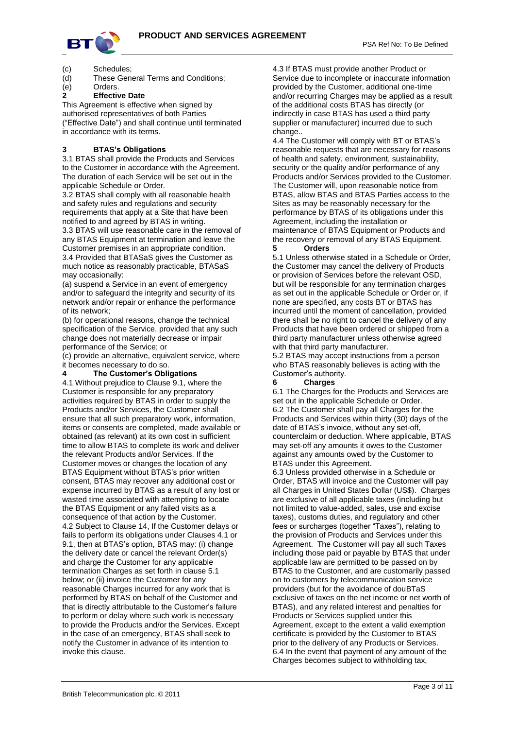(c) Schedules;
(d) These General Terms and Conditions;
(e) Orders.

**2 Effective Date**

This Agreement is effective when signed by authorised representatives of both Parties ("Effective Date") and shall continue until terminated in accordance with its terms.

**3 BTAS's Obligations**

3.1 BTAS shall provide the Products and Services to the Customer in accordance with the Agreement. The duration of each Service will be set out in the applicable Schedule or Order.

3.2 BTAS shall comply with all reasonable health and safety rules and regulations and security requirements that apply at a Site that have been notified to and agreed by BTAS in writing.

3.3 BTAS will use reasonable care in the removal of any BTAS Equipment at termination and leave the Customer premises in an appropriate condition.

3.4 Provided that BTASaS gives the Customer as much notice as reasonably practicable, BTASaS may occasionally:

(a) suspend a Service in an event of emergency and/or to safeguard the integrity and security of its network and/or repair or enhance the performance of its network;

(b) for operational reasons, change the technical specification of the Service, provided that any such change does not materially decrease or impair performance of the Service; or

(c) provide an alternative, equivalent service, where it becomes necessary to do so.

**4 The Customer's Obligations**

4.1 Without prejudice to Clause 9.1, where the Customer is responsible for any preparatory activities required by BTAS in order to supply the Products and/or Services, the Customer shall ensure that all such preparatory work, information, items or consents are completed, made available or obtained (as relevant) at its own cost in sufficient time to allow BTAS to complete its work and deliver the relevant Products and/or Services. If the Customer moves or changes the location of any BTAS Equipment without BTAS's prior written consent, BTAS may recover any additional cost or expense incurred by BTAS as a result of any lost or wasted time associated with attempting to locate the BTAS Equipment or any failed visits as a consequence of that action by the Customer.

4.2 Subject to Clause 14, If the Customer delays or fails to perform its obligations under Clauses 4.1 or 9.1, then at BTAS's option, BTAS may: (i) change the delivery date or cancel the relevant Order(s) and charge the Customer for any applicable termination Charges as set forth in clause 5.1 below; or (ii) invoice the Customer for any reasonable Charges incurred for any work that is performed by BTAS on behalf of the Customer and that is directly attributable to the Customer's failure to perform or delay where such work is necessary to provide the Products and/or the Services. Except in the case of an emergency, BTAS shall seek to notify the Customer in advance of its intention to invoke this clause.

4.3 If BTAS must provide another Product or Service due to incomplete or inaccurate information provided by the Customer, additional one-time and/or recurring Charges may be applied as a result of the additional costs BTAS has directly (or indirectly in case BTAS has used a third party supplier or manufacturer) incurred due to such change..

4.4 The Customer will comply with BT or BTAS's reasonable requests that are necessary for reasons of health and safety, environment, sustainability, security or the quality and/or performance of any Products and/or Services provided to the Customer. The Customer will, upon reasonable notice from BTAS, allow BTAS and BTAS Parties access to the Sites as may be reasonably necessary for the performance by BTAS of its obligations under this Agreement, including the installation or maintenance of BTAS Equipment or Products and the recovery or removal of any BTAS Equipment.

**5 Orders**

5.1 Unless otherwise stated in a Schedule or Order, the Customer may cancel the delivery of Products or provision of Services before the relevant OSD, but will be responsible for any termination charges as set out in the applicable Schedule or Order or, if none are specified, any costs BT or BTAS has incurred until the moment of cancellation, provided there shall be no right to cancel the delivery of any Products that have been ordered or shipped from a third party manufacturer unless otherwise agreed with that third party manufacturer.

5.2 BTAS may accept instructions from a person who BTAS reasonably believes is acting with the Customer's authority.

**6 Charges**

6.1 The Charges for the Products and Services are set out in the applicable Schedule or Order.

6.2 The Customer shall pay all Charges for the Products and Services within thirty (30) days of the date of BTAS's invoice, without any set-off, counterclaim or deduction. Where applicable, BTAS may set-off any amounts it owes to the Customer against any amounts owed by the Customer to BTAS under this Agreement.

6.3 Unless provided otherwise in a Schedule or Order, BTAS will invoice and the Customer will pay all Charges in United States Dollar (US$). Charges are exclusive of all applicable taxes (including but not limited to value-added, sales, use and excise taxes), customs duties, and regulatory and other fees or surcharges (together "Taxes"), relating to the provision of Products and Services under this Agreement. The Customer will pay all such Taxes including those paid or payable by BTAS that under applicable law are permitted to be passed on by BTAS to the Customer, and are customarily passed on to customers by telecommunication service providers (but for the avoidance of douBTaS exclusive of taxes on the net income or net worth of BTAS), and any related interest and penalties for Products or Services supplied under this Agreement, except to the extent a valid exemption certificate is provided by the Customer to BTAS prior to the delivery of any Products or Services.

6.4 In the event that payment of any amount of the Charges becomes subject to withholding tax,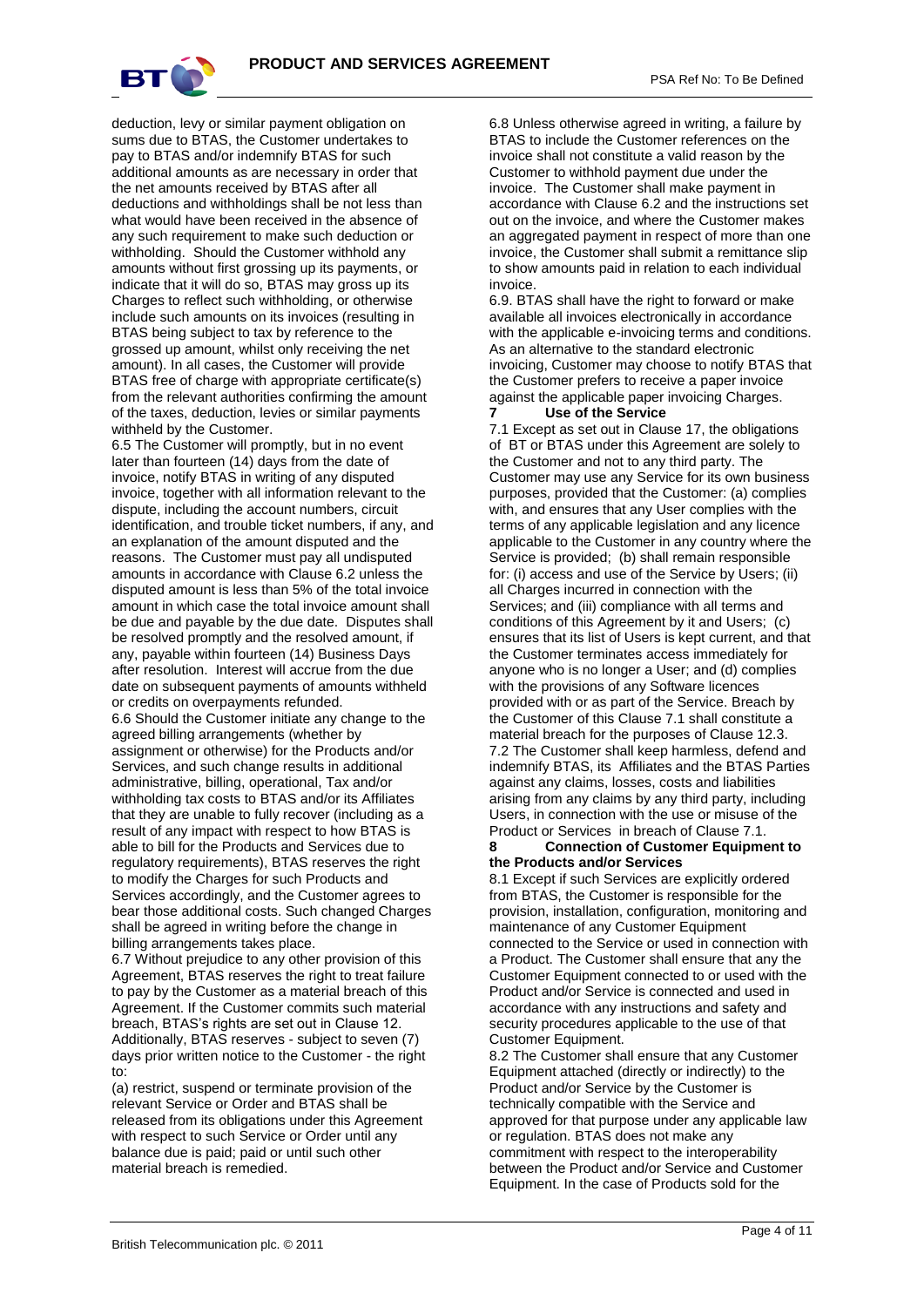deduction, levy or similar payment obligation on sums due to BTAS, the Customer undertakes to pay to BTAS and/or indemnify BTAS for such additional amounts as are necessary in order that the net amounts received by BTAS after all deductions and withholdings shall be not less than what would have been received in the absence of any such requirement to make such deduction or withholding. Should the Customer withhold any amounts without first grossing up its payments, or indicate that it will do so, BTAS may gross up its Charges to reflect such withholding, or otherwise include such amounts on its invoices (resulting in BTAS being subject to tax by reference to the grossed up amount, whilst only receiving the net amount). In all cases, the Customer will provide BTAS free of charge with appropriate certificate(s) from the relevant authorities confirming the amount of the taxes, deduction, levies or similar payments withheld by the Customer.

6.5 The Customer will promptly, but in no event later than fourteen (14) days from the date of invoice, notify BTAS in writing of any disputed invoice, together with all information relevant to the dispute, including the account numbers, circuit identification, and trouble ticket numbers, if any, and an explanation of the amount disputed and the reasons. The Customer must pay all undisputed amounts in accordance with Clause 6.2 unless the disputed amount is less than 5% of the total invoice amount in which case the total invoice amount shall be due and payable by the due date. Disputes shall be resolved promptly and the resolved amount, if any, payable within fourteen (14) Business Days after resolution. Interest will accrue from the due date on subsequent payments of amounts withheld or credits on overpayments refunded.

6.6 Should the Customer initiate any change to the agreed billing arrangements (whether by assignment or otherwise) for the Products and/or Services, and such change results in additional administrative, billing, operational, Tax and/or withholding tax costs to BTAS and/or its Affiliates that they are unable to fully recover (including as a result of any impact with respect to how BTAS is able to bill for the Products and Services due to regulatory requirements), BTAS reserves the right to modify the Charges for such Products and Services accordingly, and the Customer agrees to bear those additional costs. Such changed Charges shall be agreed in writing before the change in billing arrangements takes place.

6.7 Without prejudice to any other provision of this Agreement, BTAS reserves the right to treat failure to pay by the Customer as a material breach of this Agreement. If the Customer commits such material breach, BTAS's rights are set out in Clause 12. Additionally, BTAS reserves - subject to seven (7) days prior written notice to the Customer - the right to:

(a) restrict, suspend or terminate provision of the relevant Service or Order and BTAS shall be released from its obligations under this Agreement with respect to such Service or Order until any balance due is paid; paid or until such other material breach is remedied.

6.8 Unless otherwise agreed in writing, a failure by BTAS to include the Customer references on the invoice shall not constitute a valid reason by the Customer to withhold payment due under the invoice. The Customer shall make payment in accordance with Clause 6.2 and the instructions set out on the invoice, and where the Customer makes an aggregated payment in respect of more than one invoice, the Customer shall submit a remittance slip to show amounts paid in relation to each individual invoice.

6.9. BTAS shall have the right to forward or make available all invoices electronically in accordance with the applicable e-invoicing terms and conditions. As an alternative to the standard electronic invoicing, Customer may choose to notify BTAS that the Customer prefers to receive a paper invoice against the applicable paper invoicing Charges.

## 7 Use of the Service

7.1 Except as set out in Clause 17, the obligations of BT or BTAS under this Agreement are solely to the Customer and not to any third party. The Customer may use any Service for its own business purposes, provided that the Customer: (a) complies with, and ensures that any User complies with the terms of any applicable legislation and any licence applicable to the Customer in any country where the Service is provided; (b) shall remain responsible for: (i) access and use of the Service by Users; (ii) all Charges incurred in connection with the Services; and (iii) compliance with all terms and conditions of this Agreement by it and Users; (c) ensures that its list of Users is kept current, and that the Customer terminates access immediately for anyone who is no longer a User; and (d) complies with the provisions of any Software licences provided with or as part of the Service. Breach by the Customer of this Clause 7.1 shall constitute a material breach for the purposes of Clause 12.3.

7.2 The Customer shall keep harmless, defend and indemnify BTAS, its Affiliates and the BTAS Parties against any claims, losses, costs and liabilities arising from any claims by any third party, including Users, in connection with the use or misuse of the Product or Services in breach of Clause 7.1.

## 8 Connection of Customer Equipment to the Products and/or Services

8.1 Except if such Services are explicitly ordered from BTAS, the Customer is responsible for the provision, installation, configuration, monitoring and maintenance of any Customer Equipment connected to the Service or used in connection with a Product. The Customer shall ensure that any the Customer Equipment connected to or used with the Product and/or Service is connected and used in accordance with any instructions and safety and security procedures applicable to the use of that Customer Equipment.

8.2 The Customer shall ensure that any Customer Equipment attached (directly or indirectly) to the Product and/or Service by the Customer is technically compatible with the Service and approved for that purpose under any applicable law or regulation. BTAS does not make any commitment with respect to the interoperability between the Product and/or Service and Customer Equipment. In the case of Products sold for the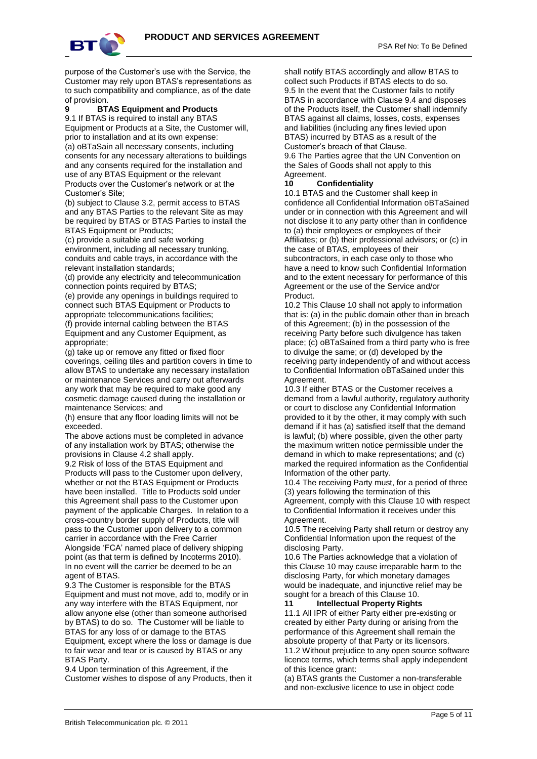purpose of the Customer's use with the Service, the Customer may rely upon BTAS's representations as to such compatibility and compliance, as of the date of provision.

## 9 BTAS Equipment and Products

9.1 If BTAS is required to install any BTAS Equipment or Products at a Site, the Customer will, prior to installation and at its own expense:

(a) oBTaSain all necessary consents, including consents for any necessary alterations to buildings and any consents required for the installation and use of any BTAS Equipment or the relevant Products over the Customer's network or at the Customer's Site;

(b) subject to Clause 3.2, permit access to BTAS and any BTAS Parties to the relevant Site as may be required by BTAS or BTAS Parties to install the BTAS Equipment or Products;

(c) provide a suitable and safe working environment, including all necessary trunking, conduits and cable trays, in accordance with the relevant installation standards;

(d) provide any electricity and telecommunication connection points required by BTAS;

(e) provide any openings in buildings required to connect such BTAS Equipment or Products to appropriate telecommunications facilities;

(f) provide internal cabling between the BTAS Equipment and any Customer Equipment, as appropriate;

(g) take up or remove any fitted or fixed floor coverings, ceiling tiles and partition covers in time to allow BTAS to undertake any necessary installation or maintenance Services and carry out afterwards any work that may be required to make good any cosmetic damage caused during the installation or maintenance Services; and

(h) ensure that any floor loading limits will not be exceeded.

The above actions must be completed in advance of any installation work by BTAS; otherwise the provisions in Clause 4.2 shall apply.

9.2 Risk of loss of the BTAS Equipment and Products will pass to the Customer upon delivery, whether or not the BTAS Equipment or Products have been installed. Title to Products sold under this Agreement shall pass to the Customer upon payment of the applicable Charges. In relation to a cross-country border supply of Products, title will pass to the Customer upon delivery to a common carrier in accordance with the Free Carrier Alongside 'FCA' named place of delivery shipping point (as that term is defined by Incoterms 2010). In no event will the carrier be deemed to be an agent of BTAS.

9.3 The Customer is responsible for the BTAS Equipment and must not move, add to, modify or in any way interfere with the BTAS Equipment, nor allow anyone else (other than someone authorised by BTAS) to do so. The Customer will be liable to BTAS for any loss of or damage to the BTAS Equipment, except where the loss or damage is due to fair wear and tear or is caused by BTAS or any BTAS Party.

9.4 Upon termination of this Agreement, if the Customer wishes to dispose of any Products, then it shall notify BTAS accordingly and allow BTAS to collect such Products if BTAS elects to do so.

9.5 In the event that the Customer fails to notify BTAS in accordance with Clause 9.4 and disposes of the Products itself, the Customer shall indemnify BTAS against all claims, losses, costs, expenses and liabilities (including any fines levied upon BTAS) incurred by BTAS as a result of the Customer's breach of that Clause.

9.6 The Parties agree that the UN Convention on the Sales of Goods shall not apply to this Agreement.

## 10 Confidentiality

10.1 BTAS and the Customer shall keep in confidence all Confidential Information oBTaSained under or in connection with this Agreement and will not disclose it to any party other than in confidence to (a) their employees or employees of their Affiliates; or (b) their professional advisors; or (c) in the case of BTAS, employees of their subcontractors, in each case only to those who have a need to know such Confidential Information and to the extent necessary for performance of this Agreement or the use of the Service and/or Product.

10.2 This Clause 10 shall not apply to information that is: (a) in the public domain other than in breach of this Agreement; (b) in the possession of the receiving Party before such divulgence has taken place; (c) oBTaSained from a third party who is free to divulge the same; or (d) developed by the receiving party independently of and without access to Confidential Information oBTaSained under this Agreement.

10.3 If either BTAS or the Customer receives a demand from a lawful authority, regulatory authority or court to disclose any Confidential Information provided to it by the other, it may comply with such demand if it has (a) satisfied itself that the demand is lawful; (b) where possible, given the other party the maximum written notice permissible under the demand in which to make representations; and (c) marked the required information as the Confidential Information of the other party.

10.4 The receiving Party must, for a period of three (3) years following the termination of this Agreement, comply with this Clause 10 with respect to Confidential Information it receives under this Agreement.

10.5 The receiving Party shall return or destroy any Confidential Information upon the request of the disclosing Party.

10.6 The Parties acknowledge that a violation of this Clause 10 may cause irreparable harm to the disclosing Party, for which monetary damages would be inadequate, and injunctive relief may be sought for a breach of this Clause 10.

## 11 Intellectual Property Rights

11.1 All IPR of either Party either pre-existing or created by either Party during or arising from the performance of this Agreement shall remain the absolute property of that Party or its licensors.

11.2 Without prejudice to any open source software licence terms, which terms shall apply independent of this licence grant:

(a) BTAS grants the Customer a non-transferable and non-exclusive licence to use in object code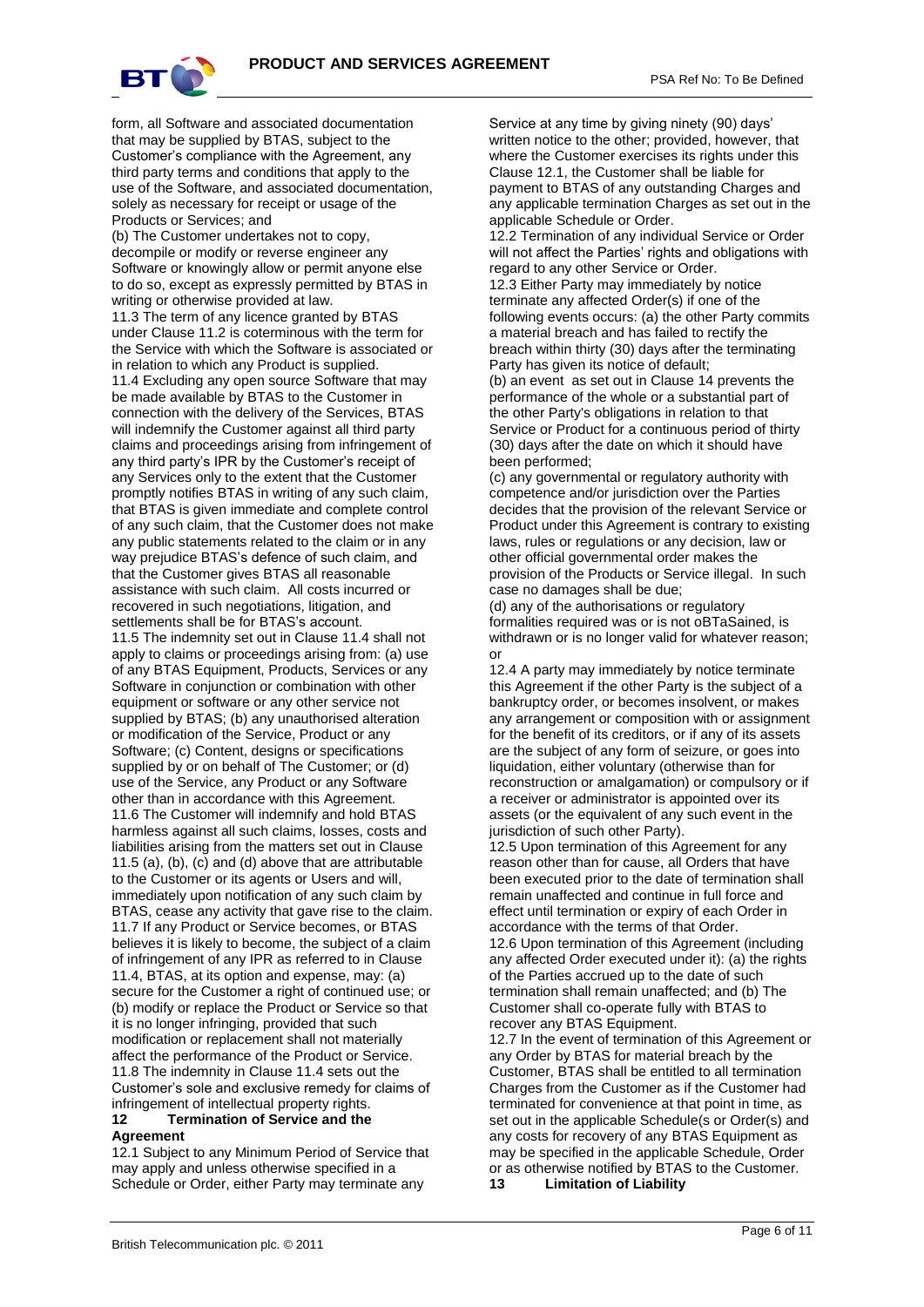form, all Software and associated documentation that may be supplied by BTAS, subject to the Customer's compliance with the Agreement, any third party terms and conditions that apply to the use of the Software, and associated documentation, solely as necessary for receipt or usage of the Products or Services; and

(b) The Customer undertakes not to copy, decompile or modify or reverse engineer any Software or knowingly allow or permit anyone else to do so, except as expressly permitted by BTAS in writing or otherwise provided at law.

11.3 The term of any licence granted by BTAS under Clause 11.2 is coterminous with the term for the Service with which the Software is associated or in relation to which any Product is supplied.

11.4 Excluding any open source Software that may be made available by BTAS to the Customer in connection with the delivery of the Services, BTAS will indemnify the Customer against all third party claims and proceedings arising from infringement of any third party's IPR by the Customer's receipt of any Services only to the extent that the Customer promptly notifies BTAS in writing of any such claim, that BTAS is given immediate and complete control of any such claim, that the Customer does not make any public statements related to the claim or in any way prejudice BTAS's defence of such claim, and that the Customer gives BTAS all reasonable assistance with such claim. All costs incurred or recovered in such negotiations, litigation, and settlements shall be for BTAS's account.

11.5 The indemnity set out in Clause 11.4 shall not apply to claims or proceedings arising from: (a) use of any BTAS Equipment, Products, Services or any Software in conjunction or combination with other equipment or software or any other service not supplied by BTAS; (b) any unauthorised alteration or modification of the Service, Product or any Software; (c) Content, designs or specifications supplied by or on behalf of The Customer; or (d) use of the Service, any Product or any Software other than in accordance with this Agreement.

11.6 The Customer will indemnify and hold BTAS harmless against all such claims, losses, costs and liabilities arising from the matters set out in Clause 11.5 (a), (b), (c) and (d) above that are attributable to the Customer or its agents or Users and will, immediately upon notification of any such claim by BTAS, cease any activity that gave rise to the claim.

11.7 If any Product or Service becomes, or BTAS believes it is likely to become, the subject of a claim of infringement of any IPR as referred to in Clause 11.4, BTAS, at its option and expense, may: (a) secure for the Customer a right of continued use; or (b) modify or replace the Product or Service so that it is no longer infringing, provided that such modification or replacement shall not materially affect the performance of the Product or Service.

11.8 The indemnity in Clause 11.4 sets out the Customer's sole and exclusive remedy for claims of infringement of intellectual property rights.

**12 Termination of Service and the Agreement**

12.1 Subject to any Minimum Period of Service that may apply and unless otherwise specified in a Schedule or Order, either Party may terminate any Service at any time by giving ninety (90) days' written notice to the other; provided, however, that where the Customer exercises its rights under this Clause 12.1, the Customer shall be liable for payment to BTAS of any outstanding Charges and any applicable termination Charges as set out in the applicable Schedule or Order.

12.2 Termination of any individual Service or Order will not affect the Parties' rights and obligations with regard to any other Service or Order.

12.3 Either Party may immediately by notice terminate any affected Order(s) if one of the following events occurs: (a) the other Party commits a material breach and has failed to rectify the breach within thirty (30) days after the terminating Party has given its notice of default;

(b) an event as set out in Clause 14 prevents the performance of the whole or a substantial part of the other Party's obligations in relation to that Service or Product for a continuous period of thirty (30) days after the date on which it should have been performed;

(c) any governmental or regulatory authority with competence and/or jurisdiction over the Parties decides that the provision of the relevant Service or Product under this Agreement is contrary to existing laws, rules or regulations or any decision, law or other official governmental order makes the provision of the Products or Service illegal. In such case no damages shall be due;

(d) any of the authorisations or regulatory formalities required was or is not oBTaSained, is withdrawn or is no longer valid for whatever reason; or

12.4 A party may immediately by notice terminate this Agreement if the other Party is the subject of a bankruptcy order, or becomes insolvent, or makes any arrangement or composition with or assignment for the benefit of its creditors, or if any of its assets are the subject of any form of seizure, or goes into liquidation, either voluntary (otherwise than for reconstruction or amalgamation) or compulsory or if a receiver or administrator is appointed over its assets (or the equivalent of any such event in the jurisdiction of such other Party).

12.5 Upon termination of this Agreement for any reason other than for cause, all Orders that have been executed prior to the date of termination shall remain unaffected and continue in full force and effect until termination or expiry of each Order in accordance with the terms of that Order.

12.6 Upon termination of this Agreement (including any affected Order executed under it): (a) the rights of the Parties accrued up to the date of such termination shall remain unaffected; and (b) The Customer shall co-operate fully with BTAS to recover any BTAS Equipment.

12.7 In the event of termination of this Agreement or any Order by BTAS for material breach by the Customer, BTAS shall be entitled to all termination Charges from the Customer as if the Customer had terminated for convenience at that point in time, as set out in the applicable Schedule(s or Order(s) and any costs for recovery of any BTAS Equipment as may be specified in the applicable Schedule, Order or as otherwise notified by BTAS to the Customer.

**13 Limitation of Liability**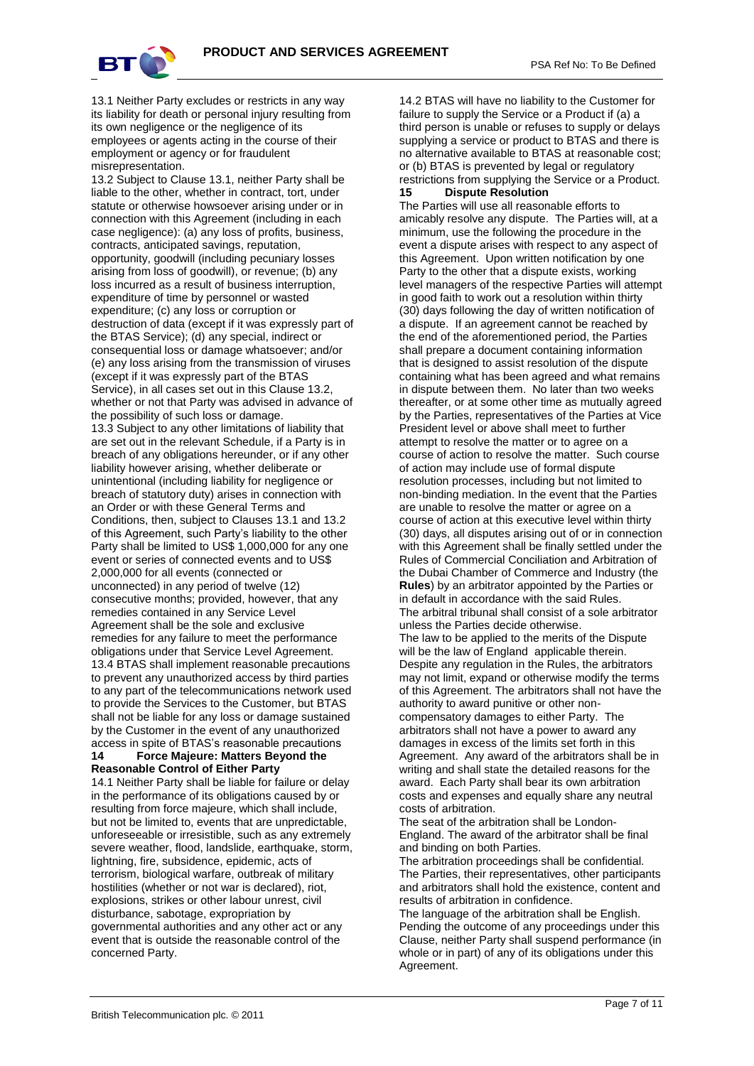13.1 Neither Party excludes or restricts in any way its liability for death or personal injury resulting from its own negligence or the negligence of its employees or agents acting in the course of their employment or agency or for fraudulent misrepresentation.

13.2 Subject to Clause 13.1, neither Party shall be liable to the other, whether in contract, tort, under statute or otherwise howsoever arising under or in connection with this Agreement (including in each case negligence): (a) any loss of profits, business, contracts, anticipated savings, reputation, opportunity, goodwill (including pecuniary losses arising from loss of goodwill), or revenue; (b) any loss incurred as a result of business interruption, expenditure of time by personnel or wasted expenditure; (c) any loss or corruption or destruction of data (except if it was expressly part of the BTAS Service); (d) any special, indirect or consequential loss or damage whatsoever; and/or (e) any loss arising from the transmission of viruses (except if it was expressly part of the BTAS Service), in all cases set out in this Clause 13.2, whether or not that Party was advised in advance of the possibility of such loss or damage.

13.3 Subject to any other limitations of liability that are set out in the relevant Schedule, if a Party is in breach of any obligations hereunder, or if any other liability however arising, whether deliberate or unintentional (including liability for negligence or breach of statutory duty) arises in connection with an Order or with these General Terms and Conditions, then, subject to Clauses 13.1 and 13.2 of this Agreement, such Party's liability to the other Party shall be limited to US$ 1,000,000 for any one event or series of connected events and to US$ 2,000,000 for all events (connected or unconnected) in any period of twelve (12) consecutive months; provided, however, that any remedies contained in any Service Level Agreement shall be the sole and exclusive remedies for any failure to meet the performance obligations under that Service Level Agreement.

13.4 BTAS shall implement reasonable precautions to prevent any unauthorized access by third parties to any part of the telecommunications network used to provide the Services to the Customer, but BTAS shall not be liable for any loss or damage sustained by the Customer in the event of any unauthorized access in spite of BTAS's reasonable precautions

## 14 Force Majeure: Matters Beyond the Reasonable Control of Either Party

14.1 Neither Party shall be liable for failure or delay in the performance of its obligations caused by or resulting from force majeure, which shall include, but not be limited to, events that are unpredictable, unforeseeable or irresistible, such as any extremely severe weather, flood, landslide, earthquake, storm, lightning, fire, subsidence, epidemic, acts of terrorism, biological warfare, outbreak of military hostilities (whether or not war is declared), riot, explosions, strikes or other labour unrest, civil disturbance, sabotage, expropriation by governmental authorities and any other act or any event that is outside the reasonable control of the concerned Party.

14.2 BTAS will have no liability to the Customer for failure to supply the Service or a Product if (a) a third person is unable or refuses to supply or delays supplying a service or product to BTAS and there is no alternative available to BTAS at reasonable cost; or (b) BTAS is prevented by legal or regulatory restrictions from supplying the Service or a Product.

## 15 Dispute Resolution

The Parties will use all reasonable efforts to amicably resolve any dispute. The Parties will, at a minimum, use the following the procedure in the event a dispute arises with respect to any aspect of this Agreement. Upon written notification by one Party to the other that a dispute exists, working level managers of the respective Parties will attempt in good faith to work out a resolution within thirty (30) days following the day of written notification of a dispute. If an agreement cannot be reached by the end of the aforementioned period, the Parties shall prepare a document containing information that is designed to assist resolution of the dispute containing what has been agreed and what remains in dispute between them. No later than two weeks thereafter, or at some other time as mutually agreed by the Parties, representatives of the Parties at Vice President level or above shall meet to further attempt to resolve the matter or to agree on a course of action to resolve the matter. Such course of action may include use of formal dispute resolution processes, including but not limited to non-binding mediation. In the event that the Parties are unable to resolve the matter or agree on a course of action at this executive level within thirty (30) days, all disputes arising out of or in connection with this Agreement shall be finally settled under the Rules of Commercial Conciliation and Arbitration of the Dubai Chamber of Commerce and Industry (the **Rules**) by an arbitrator appointed by the Parties or in default in accordance with the said Rules.

The arbitral tribunal shall consist of a sole arbitrator unless the Parties decide otherwise.

The law to be applied to the merits of the Dispute will be the law of England applicable therein.

Despite any regulation in the Rules, the arbitrators may not limit, expand or otherwise modify the terms of this Agreement. The arbitrators shall not have the authority to award punitive or other non-compensatory damages to either Party. The arbitrators shall not have a power to award any damages in excess of the limits set forth in this Agreement. Any award of the arbitrators shall be in writing and shall state the detailed reasons for the award. Each Party shall bear its own arbitration costs and expenses and equally share any neutral costs of arbitration.

The seat of the arbitration shall be London-England. The award of the arbitrator shall be final and binding on both Parties.

The arbitration proceedings shall be confidential. The Parties, their representatives, other participants and arbitrators shall hold the existence, content and results of arbitration in confidence.

The language of the arbitration shall be English.

Pending the outcome of any proceedings under this Clause, neither Party shall suspend performance (in whole or in part) of any of its obligations under this Agreement.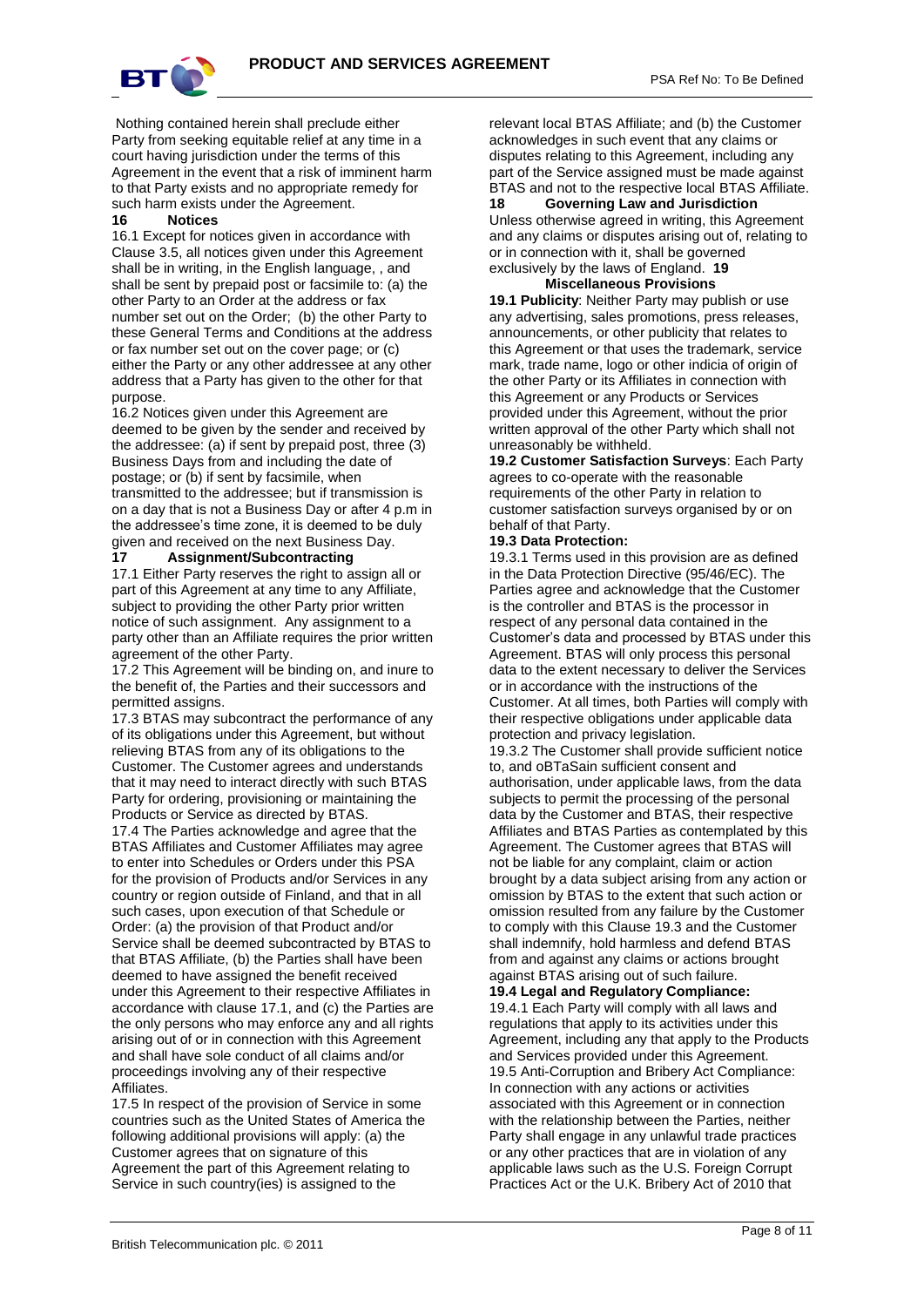Nothing contained herein shall preclude either Party from seeking equitable relief at any time in a court having jurisdiction under the terms of this Agreement in the event that a risk of imminent harm to that Party exists and no appropriate remedy for such harm exists under the Agreement.

**16 Notices**

16.1 Except for notices given in accordance with Clause 3.5, all notices given under this Agreement shall be in writing, in the English language, , and shall be sent by prepaid post or facsimile to: (a) the other Party to an Order at the address or fax number set out on the Order; (b) the other Party to these General Terms and Conditions at the address or fax number set out on the cover page; or (c) either the Party or any other addressee at any other address that a Party has given to the other for that purpose.

16.2 Notices given under this Agreement are deemed to be given by the sender and received by the addressee: (a) if sent by prepaid post, three (3) Business Days from and including the date of postage; or (b) if sent by facsimile, when transmitted to the addressee; but if transmission is on a day that is not a Business Day or after 4 p.m in the addressee's time zone, it is deemed to be duly given and received on the next Business Day.

**17 Assignment/Subcontracting**

17.1 Either Party reserves the right to assign all or part of this Agreement at any time to any Affiliate, subject to providing the other Party prior written notice of such assignment. Any assignment to a party other than an Affiliate requires the prior written agreement of the other Party.

17.2 This Agreement will be binding on, and inure to the benefit of, the Parties and their successors and permitted assigns.

17.3 BTAS may subcontract the performance of any of its obligations under this Agreement, but without relieving BTAS from any of its obligations to the Customer. The Customer agrees and understands that it may need to interact directly with such BTAS Party for ordering, provisioning or maintaining the Products or Service as directed by BTAS.

17.4 The Parties acknowledge and agree that the BTAS Affiliates and Customer Affiliates may agree to enter into Schedules or Orders under this PSA for the provision of Products and/or Services in any country or region outside of Finland, and that in all such cases, upon execution of that Schedule or Order: (a) the provision of that Product and/or Service shall be deemed subcontracted by BTAS to that BTAS Affiliate, (b) the Parties shall have been deemed to have assigned the benefit received under this Agreement to their respective Affiliates in accordance with clause 17.1, and (c) the Parties are the only persons who may enforce any and all rights arising out of or in connection with this Agreement and shall have sole conduct of all claims and/or proceedings involving any of their respective Affiliates.

17.5 In respect of the provision of Service in some countries such as the United States of America the following additional provisions will apply: (a) the Customer agrees that on signature of this Agreement the part of this Agreement relating to Service in such country(ies) is assigned to the relevant local BTAS Affiliate; and (b) the Customer acknowledges in such event that any claims or disputes relating to this Agreement, including any part of the Service assigned must be made against BTAS and not to the respective local BTAS Affiliate.

**18 Governing Law and Jurisdiction**

Unless otherwise agreed in writing, this Agreement and any claims or disputes arising out of, relating to or in connection with it, shall be governed exclusively by the laws of England.

**19 Miscellaneous Provisions**

**19.1 Publicity**: Neither Party may publish or use any advertising, sales promotions, press releases, announcements, or other publicity that relates to this Agreement or that uses the trademark, service mark, trade name, logo or other indicia of origin of the other Party or its Affiliates in connection with this Agreement or any Products or Services provided under this Agreement, without the prior written approval of the other Party which shall not unreasonably be withheld.

**19.2 Customer Satisfaction Surveys**: Each Party agrees to co-operate with the reasonable requirements of the other Party in relation to customer satisfaction surveys organised by or on behalf of that Party.

**19.3 Data Protection:**

19.3.1 Terms used in this provision are as defined in the Data Protection Directive (95/46/EC). The Parties agree and acknowledge that the Customer is the controller and BTAS is the processor in respect of any personal data contained in the Customer's data and processed by BTAS under this Agreement. BTAS will only process this personal data to the extent necessary to deliver the Services or in accordance with the instructions of the Customer. At all times, both Parties will comply with their respective obligations under applicable data protection and privacy legislation.

19.3.2 The Customer shall provide sufficient notice to, and oBTaSain sufficient consent and authorisation, under applicable laws, from the data subjects to permit the processing of the personal data by the Customer and BTAS, their respective Affiliates and BTAS Parties as contemplated by this Agreement. The Customer agrees that BTAS will not be liable for any complaint, claim or action brought by a data subject arising from any action or omission by BTAS to the extent that such action or omission resulted from any failure by the Customer to comply with this Clause 19.3 and the Customer shall indemnify, hold harmless and defend BTAS from and against any claims or actions brought against BTAS arising out of such failure.

**19.4 Legal and Regulatory Compliance:**

19.4.1 Each Party will comply with all laws and regulations that apply to its activities under this Agreement, including any that apply to the Products and Services provided under this Agreement.

19.5 Anti-Corruption and Bribery Act Compliance: In connection with any actions or activities associated with this Agreement or in connection with the relationship between the Parties, neither Party shall engage in any unlawful trade practices or any other practices that are in violation of any applicable laws such as the U.S. Foreign Corrupt Practices Act or the U.K. Bribery Act of 2010 that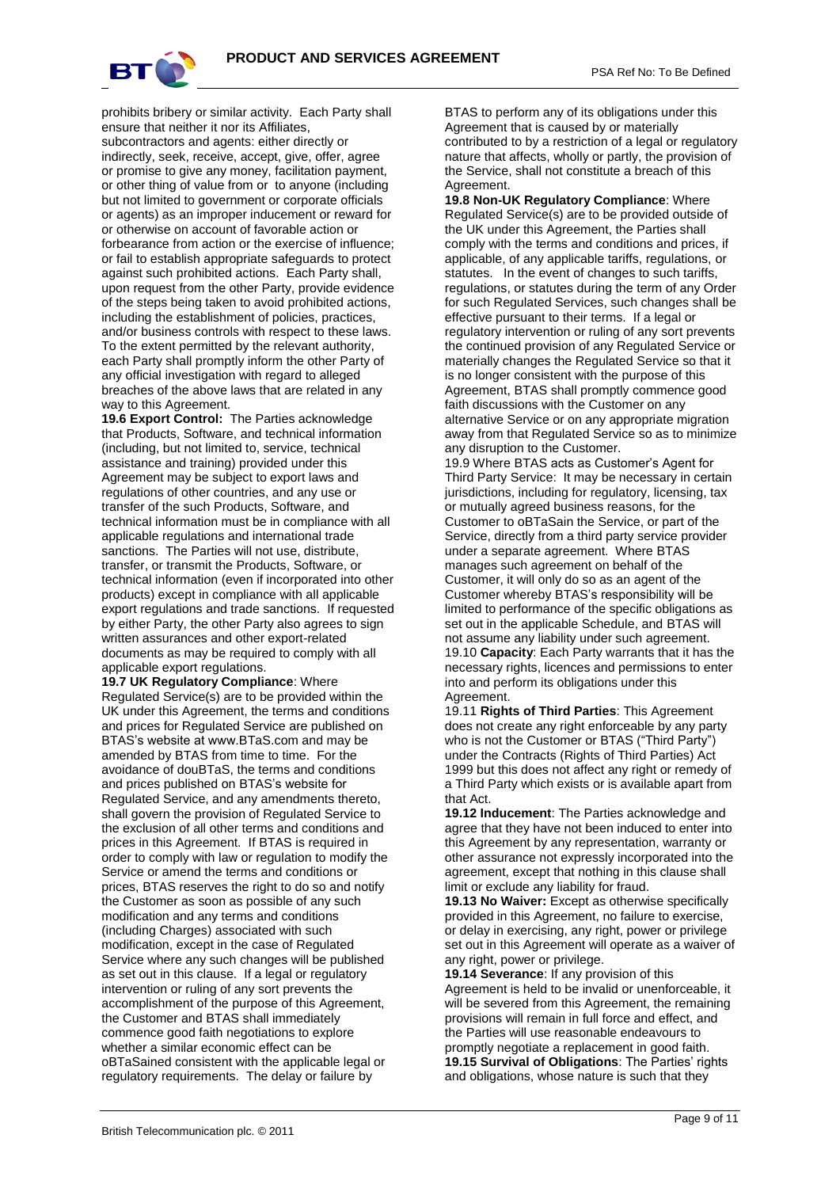prohibits bribery or similar activity. Each Party shall ensure that neither it nor its Affiliates, subcontractors and agents: either directly or indirectly, seek, receive, accept, give, offer, agree or promise to give any money, facilitation payment, or other thing of value from or to anyone (including but not limited to government or corporate officials or agents) as an improper inducement or reward for or otherwise on account of favorable action or forbearance from action or the exercise of influence; or fail to establish appropriate safeguards to protect against such prohibited actions. Each Party shall, upon request from the other Party, provide evidence of the steps being taken to avoid prohibited actions, including the establishment of policies, practices, and/or business controls with respect to these laws. To the extent permitted by the relevant authority, each Party shall promptly inform the other Party of any official investigation with regard to alleged breaches of the above laws that are related in any way to this Agreement.

**19.6 Export Control:** The Parties acknowledge that Products, Software, and technical information (including, but not limited to, service, technical assistance and training) provided under this Agreement may be subject to export laws and regulations of other countries, and any use or transfer of the such Products, Software, and technical information must be in compliance with all applicable regulations and international trade sanctions. The Parties will not use, distribute, transfer, or transmit the Products, Software, or technical information (even if incorporated into other products) except in compliance with all applicable export regulations and trade sanctions. If requested by either Party, the other Party also agrees to sign written assurances and other export-related documents as may be required to comply with all applicable export regulations.

**19.7 UK Regulatory Compliance**: Where Regulated Service(s) are to be provided within the UK under this Agreement, the terms and conditions and prices for Regulated Service are published on BTAS's website at www.BTaS.com and may be amended by BTAS from time to time. For the avoidance of douBTaS, the terms and conditions and prices published on BTAS's website for Regulated Service, and any amendments thereto, shall govern the provision of Regulated Service to the exclusion of all other terms and conditions and prices in this Agreement. If BTAS is required in order to comply with law or regulation to modify the Service or amend the terms and conditions or prices, BTAS reserves the right to do so and notify the Customer as soon as possible of any such modification and any terms and conditions (including Charges) associated with such modification, except in the case of Regulated Service where any such changes will be published as set out in this clause. If a legal or regulatory intervention or ruling of any sort prevents the accomplishment of the purpose of this Agreement, the Customer and BTAS shall immediately commence good faith negotiations to explore whether a similar economic effect can be oBTaSained consistent with the applicable legal or regulatory requirements. The delay or failure by BTAS to perform any of its obligations under this Agreement that is caused by or materially contributed to by a restriction of a legal or regulatory nature that affects, wholly or partly, the provision of the Service, shall not constitute a breach of this Agreement.

**19.8 Non-UK Regulatory Compliance**: Where Regulated Service(s) are to be provided outside of the UK under this Agreement, the Parties shall comply with the terms and conditions and prices, if applicable, of any applicable tariffs, regulations, or statutes. In the event of changes to such tariffs, regulations, or statutes during the term of any Order for such Regulated Services, such changes shall be effective pursuant to their terms. If a legal or regulatory intervention or ruling of any sort prevents the continued provision of any Regulated Service or materially changes the Regulated Service so that it is no longer consistent with the purpose of this Agreement, BTAS shall promptly commence good faith discussions with the Customer on any alternative Service or on any appropriate migration away from that Regulated Service so as to minimize any disruption to the Customer.

19.9 Where BTAS acts as Customer's Agent for Third Party Service: It may be necessary in certain jurisdictions, including for regulatory, licensing, tax or mutually agreed business reasons, for the Customer to oBTaSain the Service, or part of the Service, directly from a third party service provider under a separate agreement. Where BTAS manages such agreement on behalf of the Customer, it will only do so as an agent of the Customer whereby BTAS's responsibility will be limited to performance of the specific obligations as set out in the applicable Schedule, and BTAS will not assume any liability under such agreement.

19.10 **Capacity**: Each Party warrants that it has the necessary rights, licences and permissions to enter into and perform its obligations under this Agreement.

19.11 **Rights of Third Parties**: This Agreement does not create any right enforceable by any party who is not the Customer or BTAS ("Third Party") under the Contracts (Rights of Third Parties) Act 1999 but this does not affect any right or remedy of a Third Party which exists or is available apart from that Act.

**19.12 Inducement**: The Parties acknowledge and agree that they have not been induced to enter into this Agreement by any representation, warranty or other assurance not expressly incorporated into the agreement, except that nothing in this clause shall limit or exclude any liability for fraud.

**19.13 No Waiver:** Except as otherwise specifically provided in this Agreement, no failure to exercise, or delay in exercising, any right, power or privilege set out in this Agreement will operate as a waiver of any right, power or privilege.

**19.14 Severance**: If any provision of this Agreement is held to be invalid or unenforceable, it will be severed from this Agreement, the remaining provisions will remain in full force and effect, and the Parties will use reasonable endeavours to promptly negotiate a replacement in good faith.

**19.15 Survival of Obligations**: The Parties' rights and obligations, whose nature is such that they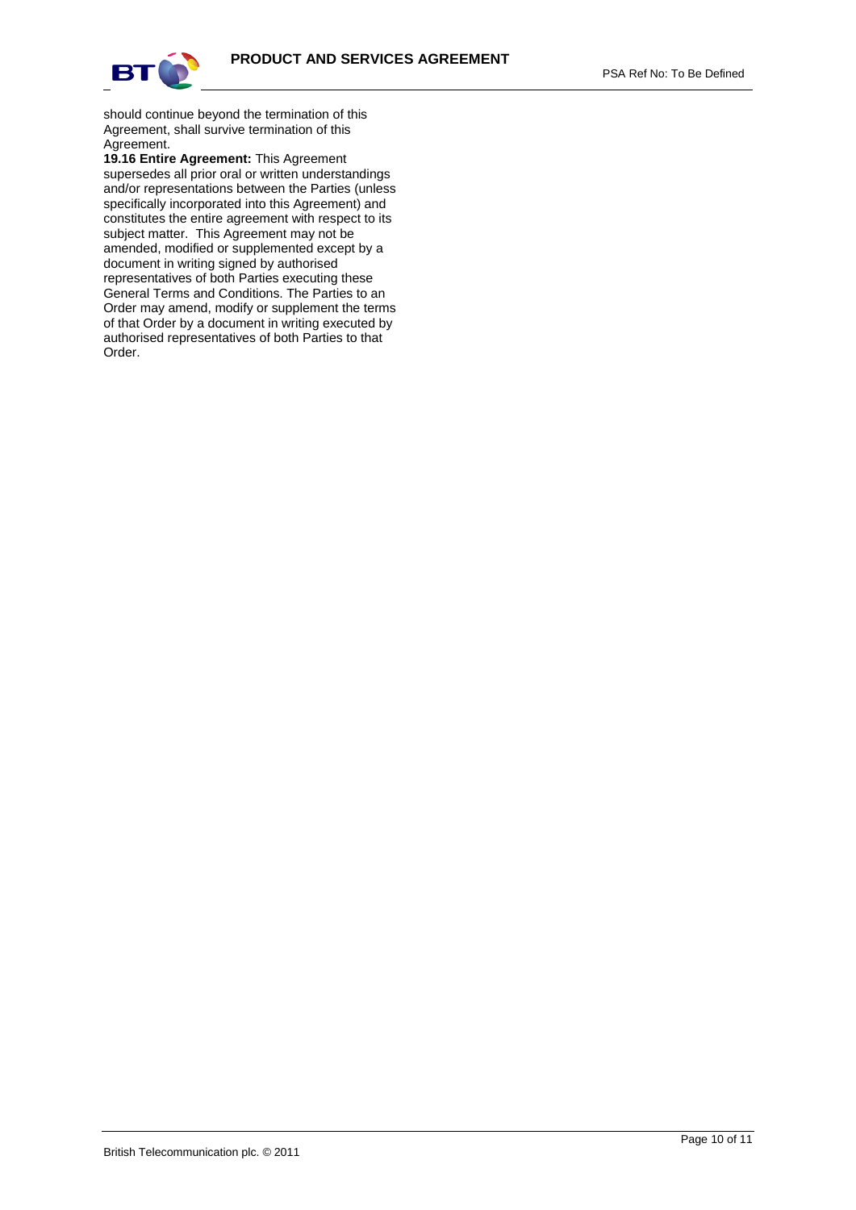should continue beyond the termination of this Agreement, shall survive termination of this Agreement.

**19.16 Entire Agreement:** This Agreement supersedes all prior oral or written understandings and/or representations between the Parties (unless specifically incorporated into this Agreement) and constitutes the entire agreement with respect to its subject matter. This Agreement may not be amended, modified or supplemented except by a document in writing signed by authorised representatives of both Parties executing these General Terms and Conditions. The Parties to an Order may amend, modify or supplement the terms of that Order by a document in writing executed by authorised representatives of both Parties to that Order.